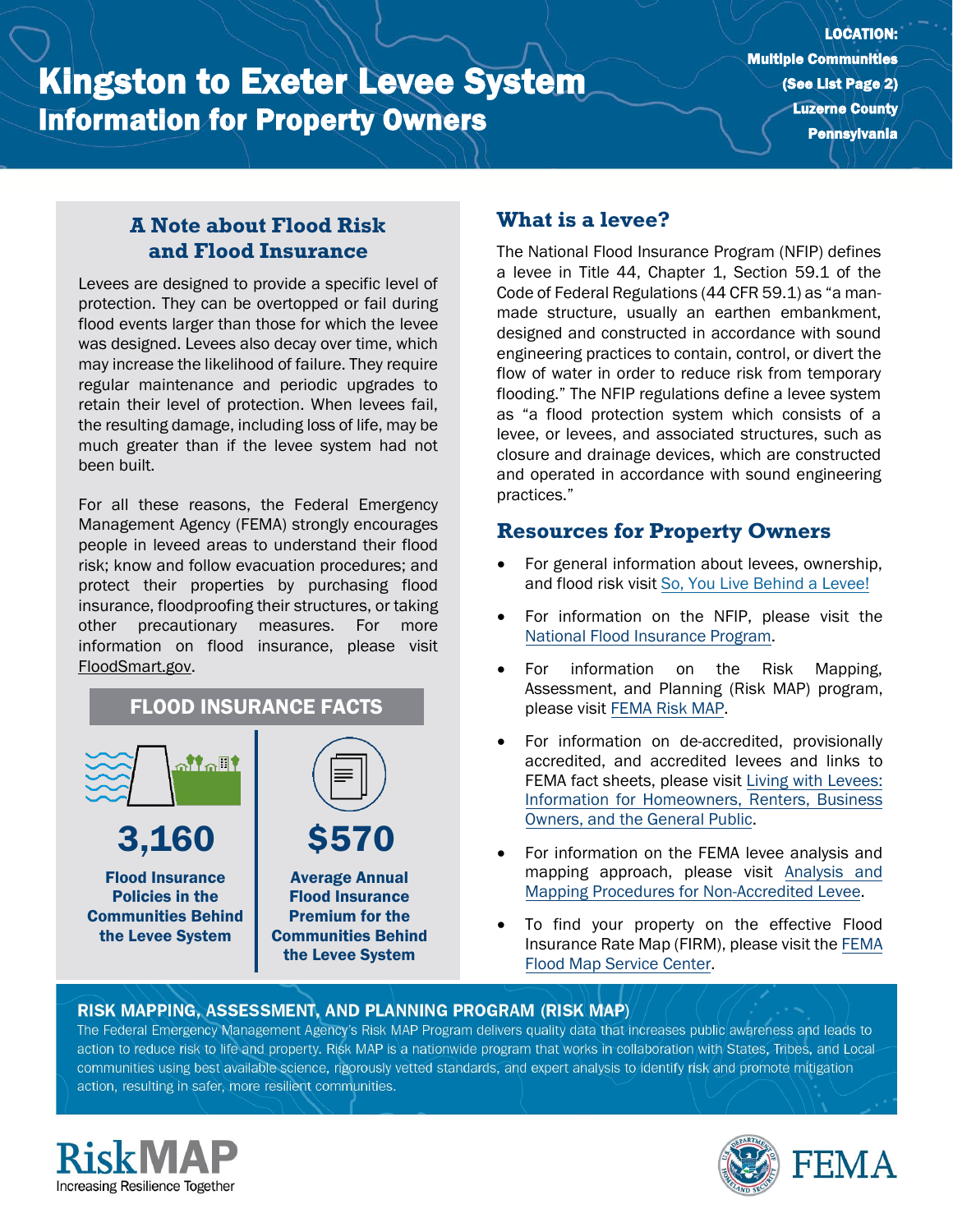# Kingston to Exeter Levee System
## Information for Property Owners

**LOCATION:**
**Multiple Communities**
**(See List Page 2)**
**Luzerne County**
**Pennsylvania**

### A Note about Flood Risk and Flood Insurance

Levees are designed to provide a specific level of protection. They can be overtopped or fail during flood events larger than those for which the levee was designed. Levees also decay over time, which may increase the likelihood of failure. They require regular maintenance and periodic upgrades to retain their level of protection. When levees fail, the resulting damage, including loss of life, may be much greater than if the levee system had not been built.

For all these reasons, the Federal Emergency Management Agency (FEMA) strongly encourages people in leveed areas to understand their flood risk; know and follow evacuation procedures; and protect their properties by purchasing flood insurance, floodproofing their structures, or taking other precautionary measures. For more information on flood insurance, please visit FloodSmart.gov.

### FLOOD INSURANCE FACTS

**3,160**

**Flood Insurance Policies in the Communities Behind the Levee System**

**$570**

**Average Annual Flood Insurance Premium for the Communities Behind the Levee System**

### What is a levee?

The National Flood Insurance Program (NFIP) defines a levee in Title 44, Chapter 1, Section 59.1 of the Code of Federal Regulations (44 CFR 59.1) as "a man-made structure, usually an earthen embankment, designed and constructed in accordance with sound engineering practices to contain, control, or divert the flow of water in order to reduce risk from temporary flooding." The NFIP regulations define a levee system as "a flood protection system which consists of a levee, or levees, and associated structures, such as closure and drainage devices, which are constructed and operated in accordance with sound engineering practices."

### Resources for Property Owners

- For general information about levees, ownership, and flood risk visit So, You Live Behind a Levee!
- For information on the NFIP, please visit the National Flood Insurance Program.
- For information on the Risk Mapping, Assessment, and Planning (Risk MAP) program, please visit FEMA Risk MAP.
- For information on de-accredited, provisionally accredited, and accredited levees and links to FEMA fact sheets, please visit Living with Levees: Information for Homeowners, Renters, Business Owners, and the General Public.
- For information on the FEMA levee analysis and mapping approach, please visit Analysis and Mapping Procedures for Non-Accredited Levee.
- To find your property on the effective Flood Insurance Rate Map (FIRM), please visit the FEMA Flood Map Service Center.

### RISK MAPPING, ASSESSMENT, AND PLANNING PROGRAM (RISK MAP)

The Federal Emergency Management Agency's Risk MAP Program delivers quality data that increases public awareness and leads to action to reduce risk to life and property. Risk MAP is a nationwide program that works in collaboration with States, Tribes, and Local communities using best available science, rigorously vetted standards, and expert analysis to identify risk and promote mitigation action, resulting in safer, more resilient communities.

RiskMAP
Increasing Resilience Together

FEMA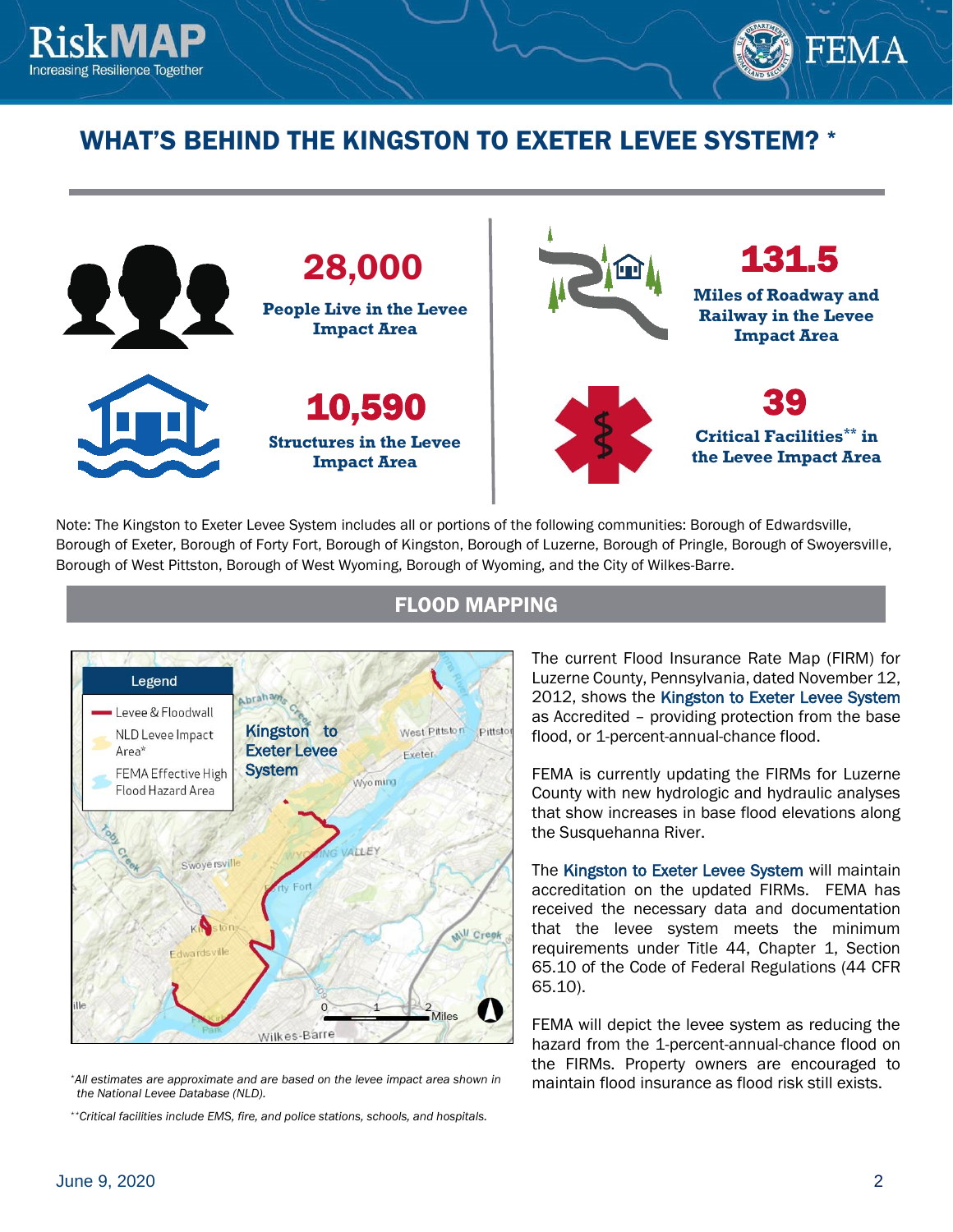# WHAT'S BEHIND THE KINGSTON TO EXETER LEVEE SYSTEM? *

**28,000**

**People Live in the Levee Impact Area**

**10,590**

**Structures in the Levee Impact Area**

**131.5**

**Miles of Roadway and Railway in the Levee Impact Area**

**39**

**Critical Facilities** in the Levee Impact Area**

Note: The Kingston to Exeter Levee System includes all or portions of the following communities: Borough of Edwardsville, Borough of Exeter, Borough of Forty Fort, Borough of Kingston, Borough of Luzerne, Borough of Pringle, Borough of Swoyersville, Borough of West Pittston, Borough of West Wyoming, Borough of Wyoming, and the City of Wilkes-Barre.

## FLOOD MAPPING

Legend

Levee & Floodwall

NLD Levee Impact Area*

FEMA Effective High Flood Hazard Area

Kingston to Exeter Levee System

0 1 2 Miles

*All estimates are approximate and are based on the levee impact area shown in the National Levee Database (NLD).

**Critical facilities include EMS, fire, and police stations, schools, and hospitals.

The current Flood Insurance Rate Map (FIRM) for Luzerne County, Pennsylvania, dated November 12, 2012, shows the Kingston to Exeter Levee System as Accredited – providing protection from the base flood, or 1-percent-annual-chance flood.

FEMA is currently updating the FIRMs for Luzerne County with new hydrologic and hydraulic analyses that show increases in base flood elevations along the Susquehanna River.

The Kingston to Exeter Levee System will maintain accreditation on the updated FIRMs. FEMA has received the necessary data and documentation that the levee system meets the minimum requirements under Title 44, Chapter 1, Section 65.10 of the Code of Federal Regulations (44 CFR 65.10).

FEMA will depict the levee system as reducing the hazard from the 1-percent-annual-chance flood on the FIRMs. Property owners are encouraged to maintain flood insurance as flood risk still exists.

June 9, 2020